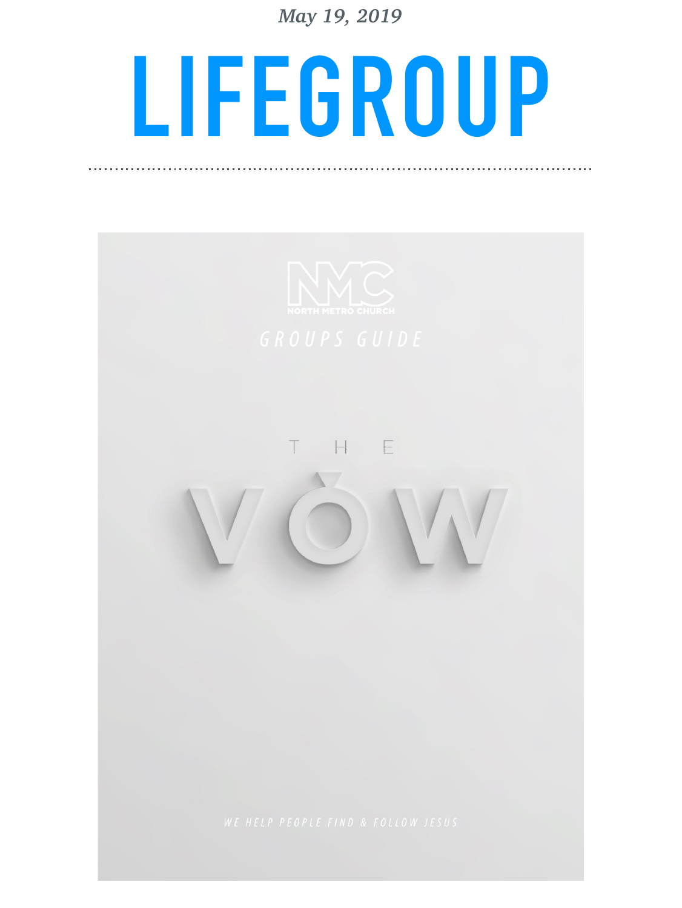*May 19, 2019*

# LIFEGROUP

---

NMC
NORTH METRO CHURCH

GROUPS GUIDE

THE

VOW

WE HELP PEOPLE FIND & FOLLOW JESUS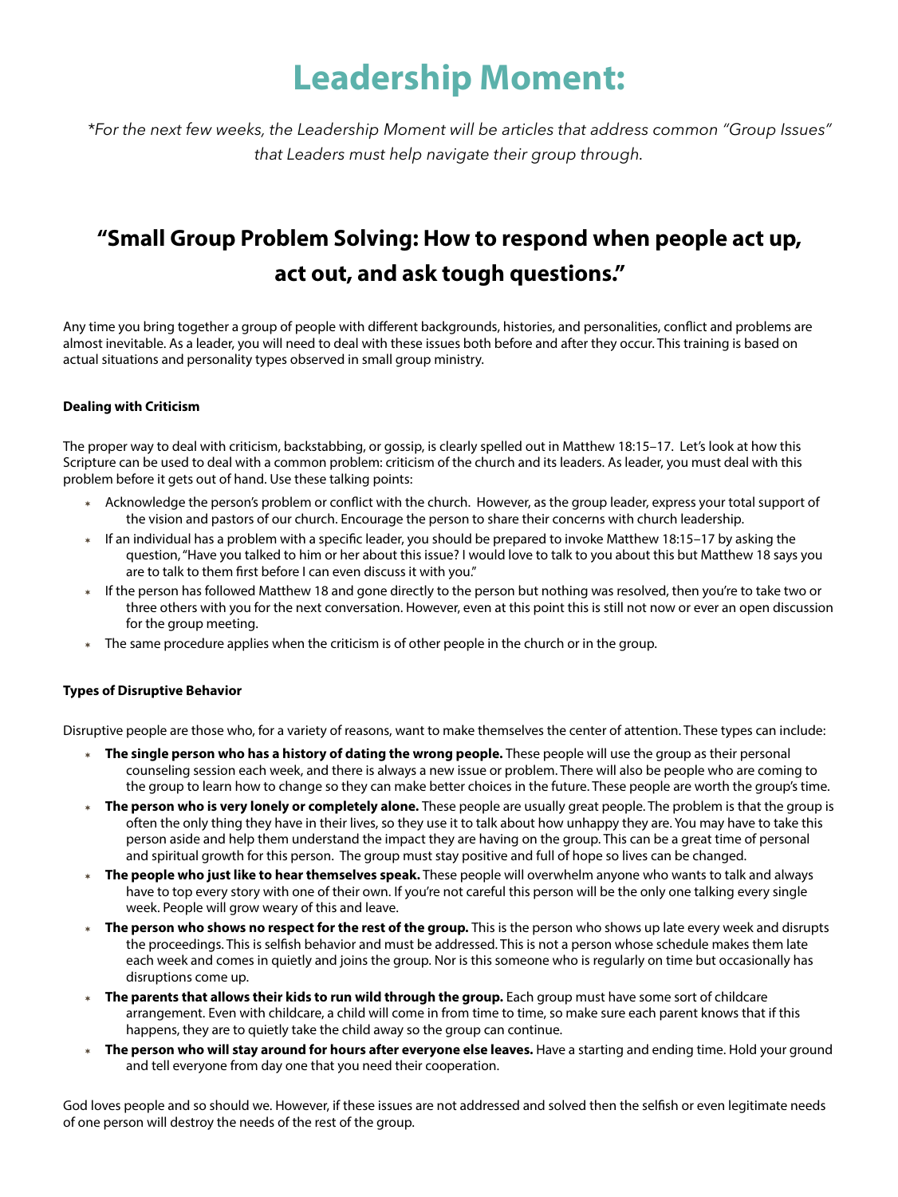# Leadership Moment:

*\*For the next few weeks, the Leadership Moment will be articles that address common "Group Issues" that Leaders must help navigate their group through.*

## "Small Group Problem Solving: How to respond when people act up, act out, and ask tough questions."

Any time you bring together a group of people with different backgrounds, histories, and personalities, conflict and problems are almost inevitable. As a leader, you will need to deal with these issues both before and after they occur. This training is based on actual situations and personality types observed in small group ministry.

**Dealing with Criticism**

The proper way to deal with criticism, backstabbing, or gossip, is clearly spelled out in Matthew 18:15–17. Let's look at how this Scripture can be used to deal with a common problem: criticism of the church and its leaders. As leader, you must deal with this problem before it gets out of hand. Use these talking points:

- Acknowledge the person's problem or conflict with the church. However, as the group leader, express your total support of the vision and pastors of our church. Encourage the person to share their concerns with church leadership.
- If an individual has a problem with a specific leader, you should be prepared to invoke Matthew 18:15–17 by asking the question, "Have you talked to him or her about this issue? I would love to talk to you about this but Matthew 18 says you are to talk to them first before I can even discuss it with you."
- If the person has followed Matthew 18 and gone directly to the person but nothing was resolved, then you're to take two or three others with you for the next conversation. However, even at this point this is still not now or ever an open discussion for the group meeting.
- The same procedure applies when the criticism is of other people in the church or in the group.

**Types of Disruptive Behavior**

Disruptive people are those who, for a variety of reasons, want to make themselves the center of attention. These types can include:

- **The single person who has a history of dating the wrong people.** These people will use the group as their personal counseling session each week, and there is always a new issue or problem. There will also be people who are coming to the group to learn how to change so they can make better choices in the future. These people are worth the group's time.
- **The person who is very lonely or completely alone.** These people are usually great people. The problem is that the group is often the only thing they have in their lives, so they use it to talk about how unhappy they are. You may have to take this person aside and help them understand the impact they are having on the group. This can be a great time of personal and spiritual growth for this person. The group must stay positive and full of hope so lives can be changed.
- **The people who just like to hear themselves speak.** These people will overwhelm anyone who wants to talk and always have to top every story with one of their own. If you're not careful this person will be the only one talking every single week. People will grow weary of this and leave.
- **The person who shows no respect for the rest of the group.** This is the person who shows up late every week and disrupts the proceedings. This is selfish behavior and must be addressed. This is not a person whose schedule makes them late each week and comes in quietly and joins the group. Nor is this someone who is regularly on time but occasionally has disruptions come up.
- **The parents that allows their kids to run wild through the group.** Each group must have some sort of childcare arrangement. Even with childcare, a child will come in from time to time, so make sure each parent knows that if this happens, they are to quietly take the child away so the group can continue.
- **The person who will stay around for hours after everyone else leaves.** Have a starting and ending time. Hold your ground and tell everyone from day one that you need their cooperation.

God loves people and so should we. However, if these issues are not addressed and solved then the selfish or even legitimate needs of one person will destroy the needs of the rest of the group.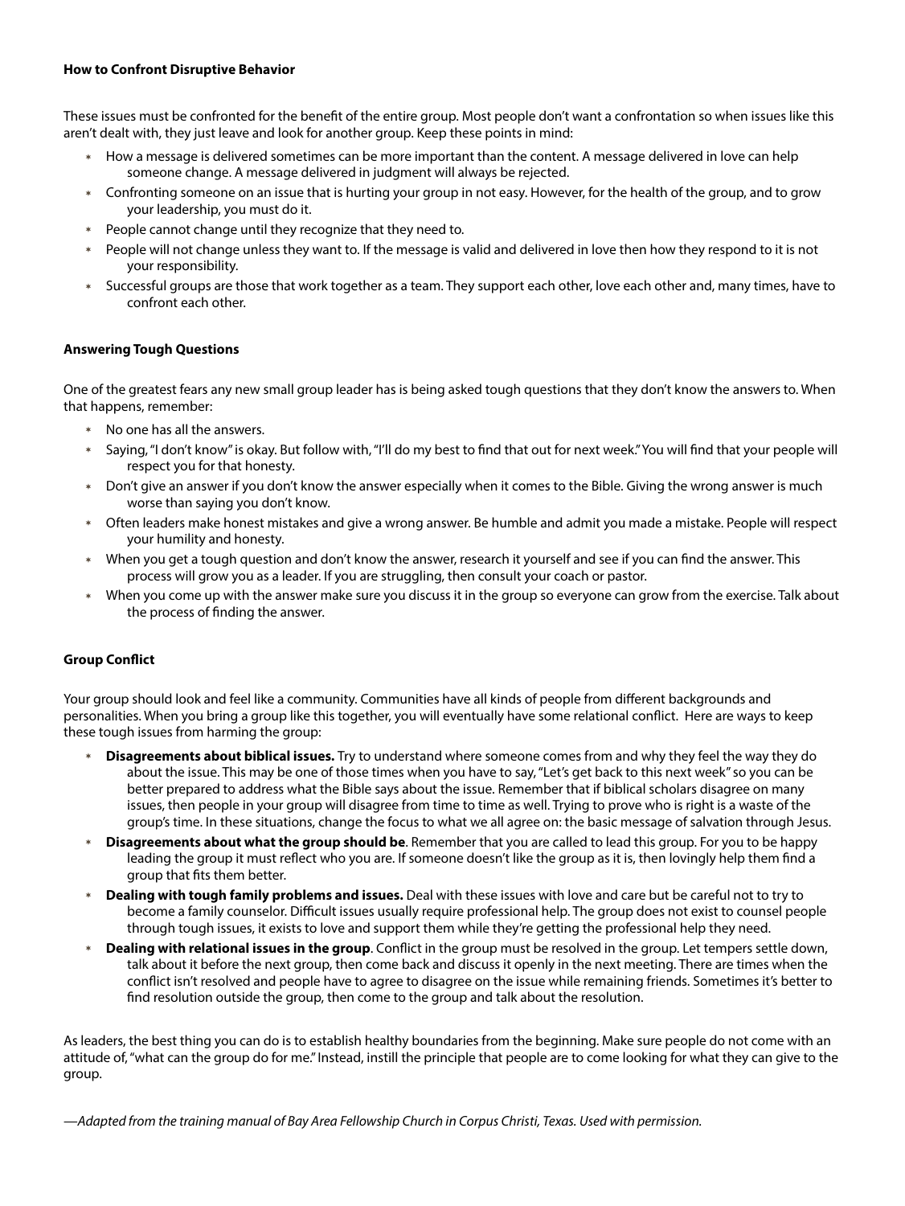**How to Confront Disruptive Behavior**

These issues must be confronted for the benefit of the entire group. Most people don't want a confrontation so when issues like this aren't dealt with, they just leave and look for another group. Keep these points in mind:

- How a message is delivered sometimes can be more important than the content. A message delivered in love can help someone change. A message delivered in judgment will always be rejected.
- Confronting someone on an issue that is hurting your group in not easy. However, for the health of the group, and to grow your leadership, you must do it.
- People cannot change until they recognize that they need to.
- People will not change unless they want to. If the message is valid and delivered in love then how they respond to it is not your responsibility.
- Successful groups are those that work together as a team. They support each other, love each other and, many times, have to confront each other.

**Answering Tough Questions**

One of the greatest fears any new small group leader has is being asked tough questions that they don't know the answers to. When that happens, remember:

- No one has all the answers.
- Saying, "I don't know" is okay. But follow with, "I'll do my best to find that out for next week." You will find that your people will respect you for that honesty.
- Don't give an answer if you don't know the answer especially when it comes to the Bible. Giving the wrong answer is much worse than saying you don't know.
- Often leaders make honest mistakes and give a wrong answer. Be humble and admit you made a mistake. People will respect your humility and honesty.
- When you get a tough question and don't know the answer, research it yourself and see if you can find the answer. This process will grow you as a leader. If you are struggling, then consult your coach or pastor.
- When you come up with the answer make sure you discuss it in the group so everyone can grow from the exercise. Talk about the process of finding the answer.

**Group Conflict**

Your group should look and feel like a community. Communities have all kinds of people from different backgrounds and personalities. When you bring a group like this together, you will eventually have some relational conflict. Here are ways to keep these tough issues from harming the group:

- **Disagreements about biblical issues.** Try to understand where someone comes from and why they feel the way they do about the issue. This may be one of those times when you have to say, "Let's get back to this next week" so you can be better prepared to address what the Bible says about the issue. Remember that if biblical scholars disagree on many issues, then people in your group will disagree from time to time as well. Trying to prove who is right is a waste of the group's time. In these situations, change the focus to what we all agree on: the basic message of salvation through Jesus.
- **Disagreements about what the group should be**. Remember that you are called to lead this group. For you to be happy leading the group it must reflect who you are. If someone doesn't like the group as it is, then lovingly help them find a group that fits them better.
- **Dealing with tough family problems and issues.** Deal with these issues with love and care but be careful not to try to become a family counselor. Difficult issues usually require professional help. The group does not exist to counsel people through tough issues, it exists to love and support them while they're getting the professional help they need.
- **Dealing with relational issues in the group**. Conflict in the group must be resolved in the group. Let tempers settle down, talk about it before the next group, then come back and discuss it openly in the next meeting. There are times when the conflict isn't resolved and people have to agree to disagree on the issue while remaining friends. Sometimes it's better to find resolution outside the group, then come to the group and talk about the resolution.

As leaders, the best thing you can do is to establish healthy boundaries from the beginning. Make sure people do not come with an attitude of, "what can the group do for me." Instead, instill the principle that people are to come looking for what they can give to the group.

*—Adapted from the training manual of Bay Area Fellowship Church in Corpus Christi, Texas. Used with permission.*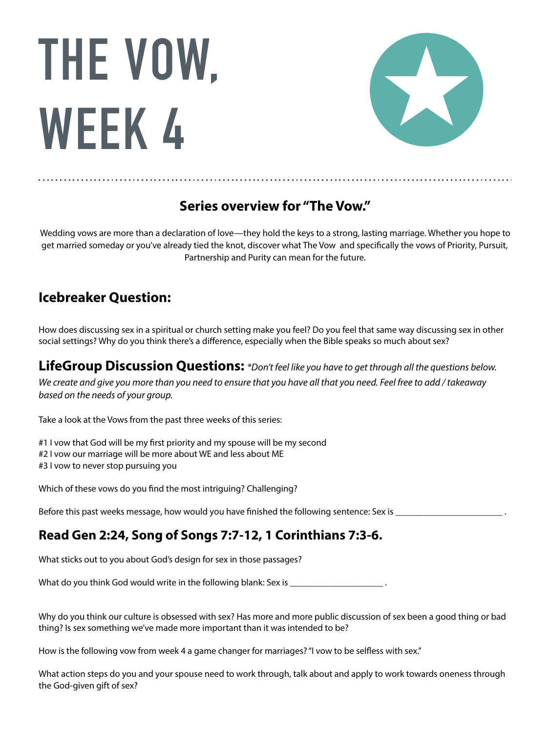# THE VOW, WEEK 4

## Series overview for "The Vow."

Wedding vows are more than a declaration of love—they hold the keys to a strong, lasting marriage. Whether you hope to get married someday or you've already tied the knot, discover what The Vow and specifically the vows of Priority, Pursuit, Partnership and Purity can mean for the future.

## Icebreaker Question:

How does discussing sex in a spiritual or church setting make you feel? Do you feel that same way discussing sex in other social settings? Why do you think there's a difference, especially when the Bible speaks so much about sex?

## LifeGroup Discussion Questions: *\*Don't feel like you have to get through all the questions below. We create and give you more than you need to ensure that you have all that you need. Feel free to add / takeaway based on the needs of your group.*

Take a look at the Vows from the past three weeks of this series:

#1 I vow that God will be my first priority and my spouse will be my second
#2 I vow our marriage will be more about WE and less about ME
#3 I vow to never stop pursuing you

Which of these vows do you find the most intriguing? Challenging?

Before this past weeks message, how would you have finished the following sentence: Sex is ______________________ .

## Read Gen 2:24, Song of Songs 7:7-12, 1 Corinthians 7:3-6.

What sticks out to you about God's design for sex in those passages?

What do you think God would write in the following blank: Sex is ____________________ .

Why do you think our culture is obsessed with sex? Has more and more public discussion of sex been a good thing or bad thing? Is sex something we've made more important than it was intended to be?

How is the following vow from week 4 a game changer for marriages? "I vow to be selfless with sex."

What action steps do you and your spouse need to work through, talk about and apply to work towards oneness through the God-given gift of sex?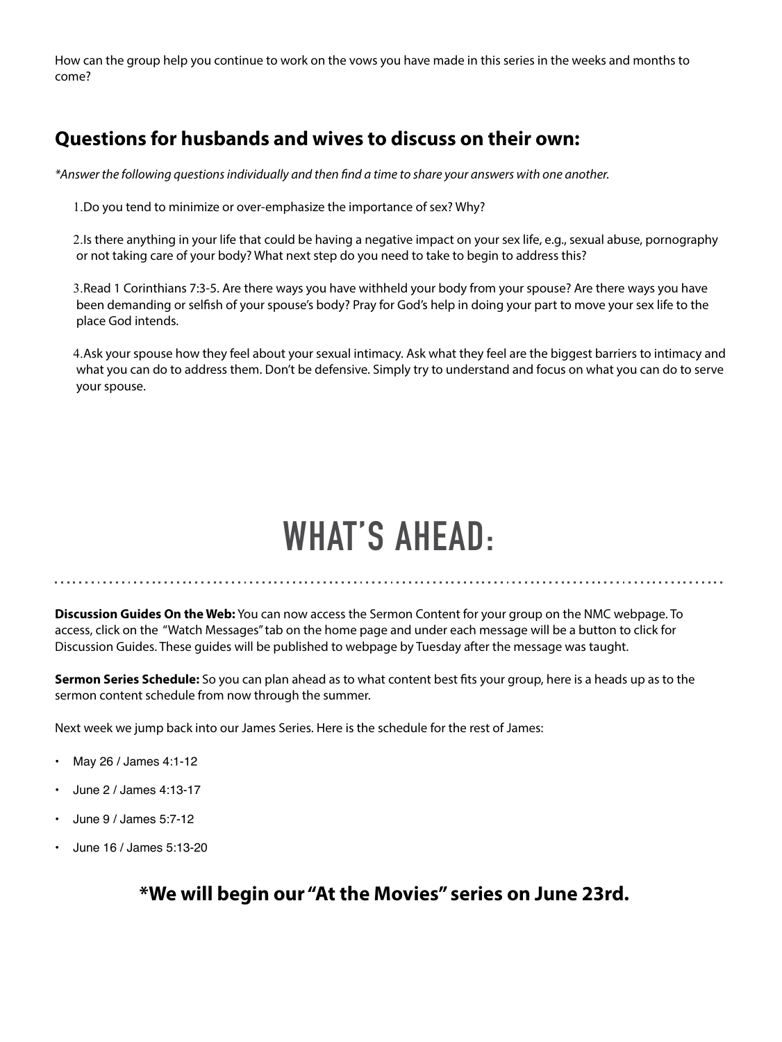How can the group help you continue to work on the vows you have made in this series in the weeks and months to come?

## Questions for husbands and wives to discuss on their own:

*\*Answer the following questions individually and then find a time to share your answers with one another.*

1. Do you tend to minimize or over-emphasize the importance of sex? Why?
2. Is there anything in your life that could be having a negative impact on your sex life, e.g., sexual abuse, pornography or not taking care of your body? What next step do you need to take to begin to address this?
3. Read 1 Corinthians 7:3-5. Are there ways you have withheld your body from your spouse? Are there ways you have been demanding or selfish of your spouse's body? Pray for God's help in doing your part to move your sex life to the place God intends.
4. Ask your spouse how they feel about your sexual intimacy. Ask what they feel are the biggest barriers to intimacy and what you can do to address them. Don't be defensive. Simply try to understand and focus on what you can do to serve your spouse.

# WHAT'S AHEAD:

**Discussion Guides On the Web:** You can now access the Sermon Content for your group on the NMC webpage. To access, click on the "Watch Messages" tab on the home page and under each message will be a button to click for Discussion Guides. These guides will be published to webpage by Tuesday after the message was taught.

**Sermon Series Schedule:** So you can plan ahead as to what content best fits your group, here is a heads up as to the sermon content schedule from now through the summer.

Next week we jump back into our James Series. Here is the schedule for the rest of James:

- May 26 / James 4:1-12
- June 2 / James 4:13-17
- June 9 / James 5:7-12
- June 16 / James 5:13-20

### *We will begin our "At the Movies" series on June 23rd.